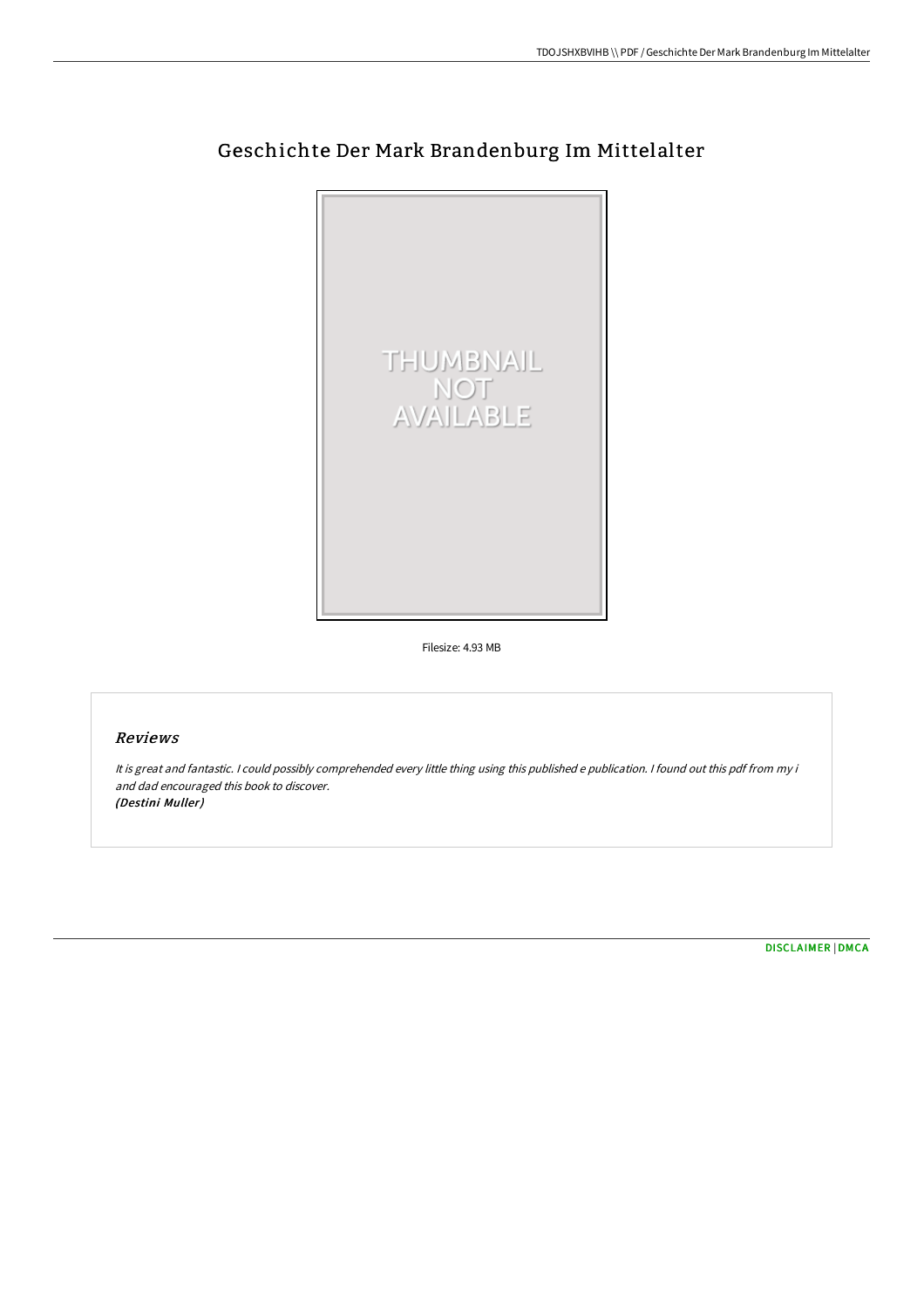# Geschichte Der Mark Brandenburg Im Mittelalter

Filesize: 4.93 MB

## Reviews

*It is great and fantastic. I could possibly comprehended every little thing using this published e publication. I found out this pdf from my i and dad encouraged this book to discover.*
*(Destini Muller)*

DISCLAIMER | DMCA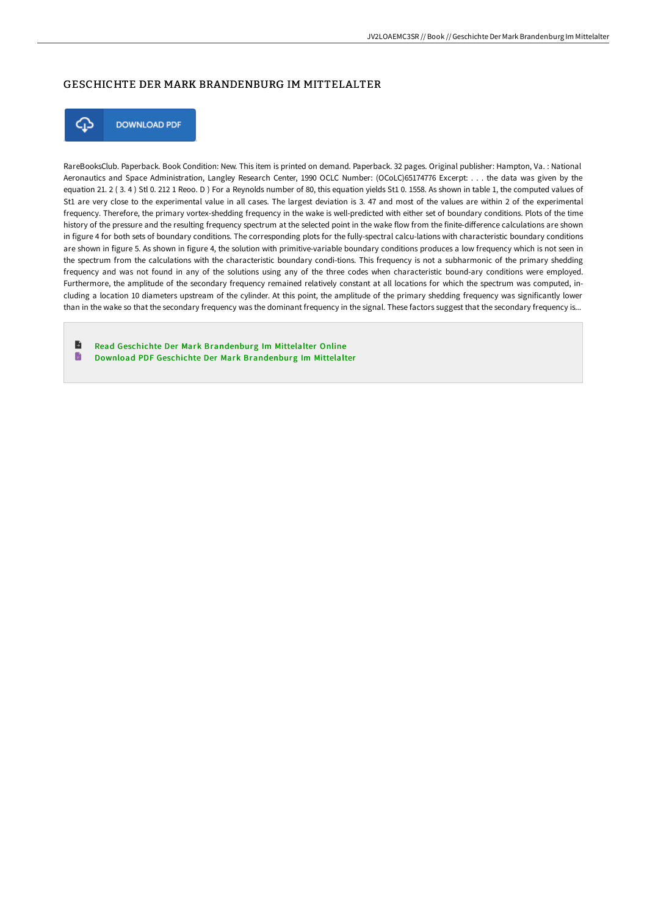# GESCHICHTE DER MARK BRANDENBURG IM MITTELALTER

DOWNLOAD PDF

RareBooksClub. Paperback. Book Condition: New. This item is printed on demand. Paperback. 32 pages. Original publisher: Hampton, Va. : National Aeronautics and Space Administration, Langley Research Center, 1990 OCLC Number: (OCoLC)65174776 Excerpt: . . . the data was given by the equation 21. 2 ( 3. 4 ) Stl 0. 212 1 Reoo. D ) For a Reynolds number of 80, this equation yields St1 0. 1558. As shown in table 1, the computed values of St1 are very close to the experimental value in all cases. The largest deviation is 3. 47 and most of the values are within 2 of the experimental frequency. Therefore, the primary vortex-shedding frequency in the wake is well-predicted with either set of boundary conditions. Plots of the time history of the pressure and the resulting frequency spectrum at the selected point in the wake flow from the finite-difference calculations are shown in figure 4 for both sets of boundary conditions. The corresponding plots for the fully-spectral calcu-lations with characteristic boundary conditions are shown in figure 5. As shown in figure 4, the solution with primitive-variable boundary conditions produces a low frequency which is not seen in the spectrum from the calculations with the characteristic boundary condi-tions. This frequency is not a subharmonic of the primary shedding frequency and was not found in any of the solutions using any of the three codes when characteristic bound-ary conditions were employed. Furthermore, the amplitude of the secondary frequency remained relatively constant at all locations for which the spectrum was computed, in-cluding a location 10 diameters upstream of the cylinder. At this point, the amplitude of the primary shedding frequency was significantly lower than in the wake so that the secondary frequency was the dominant frequency in the signal. These factors suggest that the secondary frequency is...

- Read Geschichte Der Mark Brandenburg Im Mittelalter Online
- Download PDF Geschichte Der Mark Brandenburg Im Mittelalter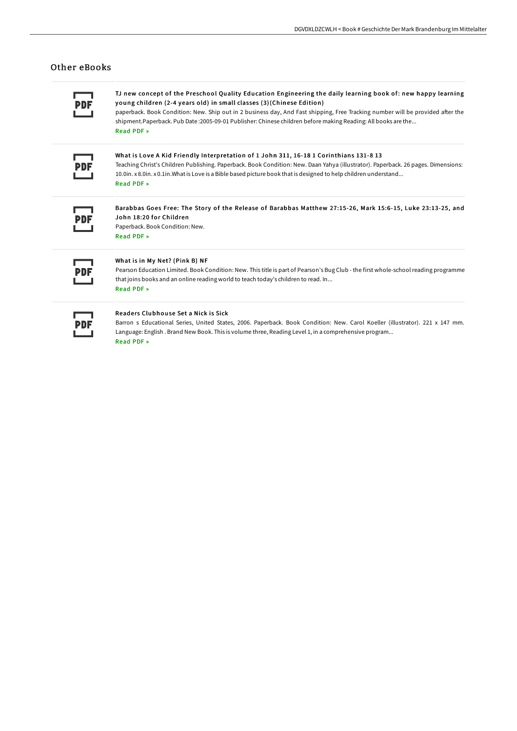## Other eBooks

**TJ new concept of the Preschool Quality Education Engineering the daily learning book of: new happy learning young children (2-4 years old) in small classes (3)(Chinese Edition)**

paperback. Book Condition: New. Ship out in 2 business day, And Fast shipping, Free Tracking number will be provided after the shipment.Paperback. Pub Date :2005-09-01 Publisher: Chinese children before making Reading: All books are the...

Read PDF »

**What is Love A Kid Friendly Interpretation of 1 John 311, 16-18 1 Corinthians 131-8 13**

Teaching Christ's Children Publishing. Paperback. Book Condition: New. Daan Yahya (illustrator). Paperback. 26 pages. Dimensions: 10.0in. x 8.0in. x 0.1in.What is Love is a Bible based picture book that is designed to help children understand...

Read PDF »

**Barabbas Goes Free: The Story of the Release of Barabbas Matthew 27:15-26, Mark 15:6-15, Luke 23:13-25, and John 18:20 for Children**

Paperback. Book Condition: New.

Read PDF »

**What is in My Net? (Pink B) NF**

Pearson Education Limited. Book Condition: New. This title is part of Pearson's Bug Club - the first whole-school reading programme that joins books and an online reading world to teach today's children to read. In...

Read PDF »

**Readers Clubhouse Set a Nick is Sick**

Barron s Educational Series, United States, 2006. Paperback. Book Condition: New. Carol Koeller (illustrator). 221 x 147 mm. Language: English . Brand New Book. This is volume three, Reading Level 1, in a comprehensive program...

Read PDF »